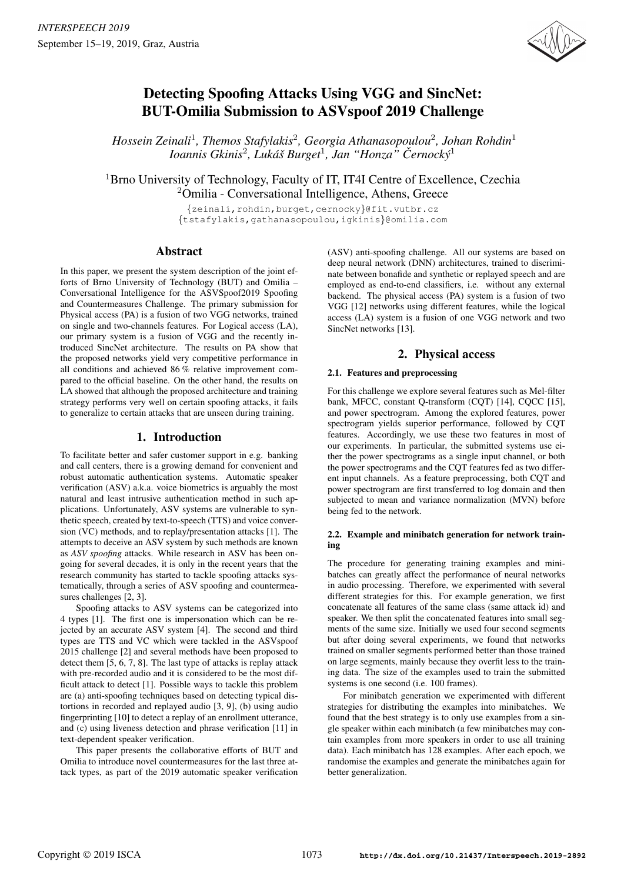# Detecting Spoofing Attacks Using VGG and SincNet: BUT-Omilia Submission to ASVspoof 2019 Challenge

*Hossein Zeinali*[1], *Themos Stafylakis*[2], *Georgia Athanasopoulou*[2], *Johan Rohdin*[1]
*Ioannis Gkinis*[2], *Lukáš Burget*[1], *Jan "Honza" Černocký*[1]

[1]Brno University of Technology, Faculty of IT, IT4I Centre of Excellence, Czechia
[2]Omilia - Conversational Intelligence, Athens, Greece

{zeinali,rohdin,burget,cernocky}@fit.vutbr.cz
{tstafylakis,gathanasopoulou,igkinis}@omilia.com

## Abstract

In this paper, we present the system description of the joint efforts of Brno University of Technology (BUT) and Omilia – Conversational Intelligence for the ASVSpoof2019 Spoofing and Countermeasures Challenge. The primary submission for Physical access (PA) is a fusion of two VGG networks, trained on single and two-channels features. For Logical access (LA), our primary system is a fusion of VGG and the recently introduced SincNet architecture. The results on PA show that the proposed networks yield very competitive performance in all conditions and achieved 86 % relative improvement compared to the official baseline. On the other hand, the results on LA showed that although the proposed architecture and training strategy performs very well on certain spoofing attacks, it fails to generalize to certain attacks that are unseen during training.

## 1. Introduction

To facilitate better and safer customer support in e.g. banking and call centers, there is a growing demand for convenient and robust automatic authentication systems. Automatic speaker verification (ASV) a.k.a. voice biometrics is arguably the most natural and least intrusive authentication method in such applications. Unfortunately, ASV systems are vulnerable to synthetic speech, created by text-to-speech (TTS) and voice conversion (VC) methods, and to replay/presentation attacks [1]. The attempts to deceive an ASV system by such methods are known as *ASV spoofing* attacks. While research in ASV has been ongoing for several decades, it is only in the recent years that the research community has started to tackle spoofing attacks systematically, through a series of ASV spoofing and countermeasures challenges [2, 3].

Spoofing attacks to ASV systems can be categorized into 4 types [1]. The first one is impersonation which can be rejected by an accurate ASV system [4]. The second and third types are TTS and VC which were tackled in the ASVspoof 2015 challenge [2] and several methods have been proposed to detect them [5, 6, 7, 8]. The last type of attacks is replay attack with pre-recorded audio and it is considered to be the most difficult attack to detect [1]. Possible ways to tackle this problem are (a) anti-spoofing techniques based on detecting typical distortions in recorded and replayed audio [3, 9], (b) using audio fingerprinting [10] to detect a replay of an enrollment utterance, and (c) using liveness detection and phrase verification [11] in text-dependent speaker verification.

This paper presents the collaborative efforts of BUT and Omilia to introduce novel countermeasures for the last three attack types, as part of the 2019 automatic speaker verification (ASV) anti-spoofing challenge. All our systems are based on deep neural network (DNN) architectures, trained to discriminate between bonafide and synthetic or replayed speech and are employed as end-to-end classifiers, i.e. without any external backend. The physical access (PA) system is a fusion of two VGG [12] networks using different features, while the logical access (LA) system is a fusion of one VGG network and two SincNet networks [13].

## 2. Physical access

### 2.1. Features and preprocessing

For this challenge we explore several features such as Mel-filter bank, MFCC, constant Q-transform (CQT) [14], CQCC [15], and power spectrogram. Among the explored features, power spectrogram yields superior performance, followed by CQT features. Accordingly, we use these two features in most of our experiments. In particular, the submitted systems use either the power spectrograms as a single input channel, or both the power spectrograms and the CQT features fed as two different input channels. As a feature preprocessing, both CQT and power spectrogram are first transferred to log domain and then subjected to mean and variance normalization (MVN) before being fed to the network.

### 2.2. Example and minibatch generation for network training

The procedure for generating training examples and minibatches can greatly affect the performance of neural networks in audio processing. Therefore, we experimented with several different strategies for this. For example generation, we first concatenate all features of the same class (same attack id) and speaker. We then split the concatenated features into small segments of the same size. Initially we used four second segments but after doing several experiments, we found that networks trained on smaller segments performed better than those trained on large segments, mainly because they overfit less to the training data. The size of the examples used to train the submitted systems is one second (i.e. 100 frames).

For minibatch generation we experimented with different strategies for distributing the examples into minibatches. We found that the best strategy is to only use examples from a single speaker within each minibatch (a few minibatches may contain examples from more speakers in order to use all training data). Each minibatch has 128 examples. After each epoch, we randomise the examples and generate the minibatches again for better generalization.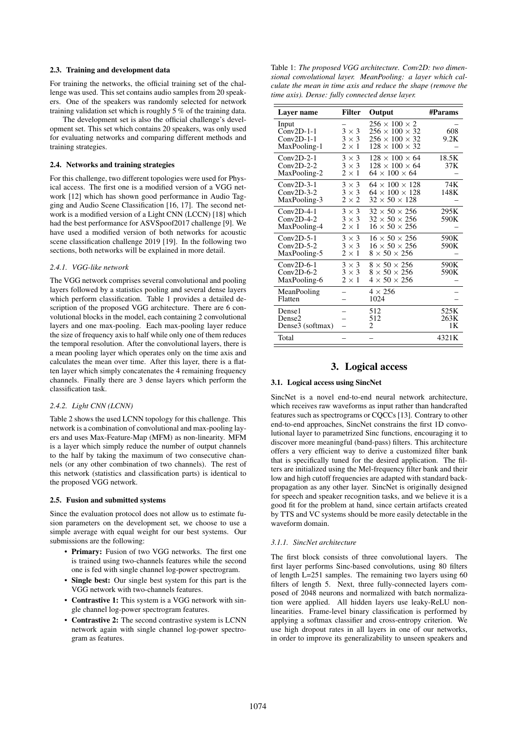### 2.3. Training and development data

For training the networks, the official training set of the challenge was used. This set contains audio samples from 20 speakers. One of the speakers was randomly selected for network training validation set which is roughly 5 % of the training data.

The development set is also the official challenge's development set. This set which contains 20 speakers, was only used for evaluating networks and comparing different methods and training strategies.

### 2.4. Networks and training strategies

For this challenge, two different topologies were used for Physical access. The first one is a modified version of a VGG network [12] which has shown good performance in Audio Tagging and Audio Scene Classification [16, 17]. The second network is a modified version of a Light CNN (LCNN) [18] which had the best performance for ASVSpoof2017 challenge [9]. We have used a modified version of both networks for acoustic scene classification challenge 2019 [19]. In the following two sections, both networks will be explained in more detail.

#### 2.4.1. VGG-like network

The VGG network comprises several convolutional and pooling layers followed by a statistics pooling and several dense layers which perform classification. Table 1 provides a detailed description of the proposed VGG architecture. There are 6 convolutional blocks in the model, each containing 2 convolutional layers and one max-pooling. Each max-pooling layer reduce the size of frequency axis to half while only one of them reduces the temporal resolution. After the convolutional layers, there is a mean pooling layer which operates only on the time axis and calculates the mean over time. After this layer, there is a flatten layer which simply concatenates the 4 remaining frequency channels. Finally there are 3 dense layers which perform the classification task.

#### 2.4.2. Light CNN (LCNN)

Table 2 shows the used LCNN topology for this challenge. This network is a combination of convolutional and max-pooling layers and uses Max-Feature-Map (MFM) as non-linearity. MFM is a layer which simply reduce the number of output channels to the half by taking the maximum of two consecutive channels (or any other combination of two channels). The rest of this network (statistics and classification parts) is identical to the proposed VGG network.

### 2.5. Fusion and submitted systems

Since the evaluation protocol does not allow us to estimate fusion parameters on the development set, we choose to use a simple average with equal weight for our best systems. Our submissions are the following:

- **Primary:** Fusion of two VGG networks. The first one is trained using two-channels features while the second one is fed with single channel log-power spectrogram.
- **Single best:** Our single best system for this part is the VGG network with two-channels features.
- **Contrastive 1:** This system is a VGG network with single channel log-power spectrogram features.
- **Contrastive 2:** The second contrastive system is LCNN network again with single channel log-power spectrogram as features.

Table 1: *The proposed VGG architecture. Conv2D: two dimensional convolutional layer. MeanPooling: a layer which calculate the mean in time axis and reduce the shape (remove the time axis). Dense: fully connected dense layer.*

| Layer name | Filter | Output | #Params |
|---|---|---|---|
| Input | – | $256 \times 100 \times 2$ | – |
| Conv2D-1-1 | $3 \times 3$ | $256 \times 100 \times 32$ | 608 |
| Conv2D-1-1 | $3 \times 3$ | $256 \times 100 \times 32$ | 9.2K |
| MaxPooling-1 | $2 \times 1$ | $128 \times 100 \times 32$ | – |
| Conv2D-2-1 | $3 \times 3$ | $128 \times 100 \times 64$ | 18.5K |
| Conv2D-2-2 | $3 \times 3$ | $128 \times 100 \times 64$ | 37K |
| MaxPooling-2 | $2 \times 1$ | $64 \times 100 \times 64$ | – |
| Conv2D-3-1 | $3 \times 3$ | $64 \times 100 \times 128$ | 74K |
| Conv2D-3-2 | $3 \times 3$ | $64 \times 100 \times 128$ | 148K |
| MaxPooling-3 | $2 \times 2$ | $32 \times 50 \times 128$ | – |
| Conv2D-4-1 | $3 \times 3$ | $32 \times 50 \times 256$ | 295K |
| Conv2D-4-2 | $3 \times 3$ | $32 \times 50 \times 256$ | 590K |
| MaxPooling-4 | $2 \times 1$ | $16 \times 50 \times 256$ | – |
| Conv2D-5-1 | $3 \times 3$ | $16 \times 50 \times 256$ | 590K |
| Conv2D-5-2 | $3 \times 3$ | $16 \times 50 \times 256$ | 590K |
| MaxPooling-5 | $2 \times 1$ | $8 \times 50 \times 256$ | – |
| Conv2D-6-1 | $3 \times 3$ | $8 \times 50 \times 256$ | 590K |
| Conv2D-6-2 | $3 \times 3$ | $8 \times 50 \times 256$ | 590K |
| MaxPooling-6 | $2 \times 1$ | $4 \times 50 \times 256$ | – |
| MeanPooling | – | $4 \times 256$ | – |
| Flatten | – | 1024 | – |
| Dense1 | – | 512 | 525K |
| Dense2 | – | 512 | 263K |
| Dense3 (softmax) | – | 2 | 1K |
| Total | – | – | 4321K |

## 3. Logical access

### 3.1. Logical access using SincNet

SincNet is a novel end-to-end neural network architecture, which receives raw waveforms as input rather than handcrafted features such as spectrograms or CQCCs [13]. Contrary to other end-to-end approaches, SincNet constrains the first 1D convolutional layer to parametrized Sinc functions, encouraging it to discover more meaningful (band-pass) filters. This architecture offers a very efficient way to derive a customized filter bank that is specifically tuned for the desired application. The filters are initialized using the Mel-frequency filter bank and their low and high cutoff frequencies are adapted with standard back-propagation as any other layer. SincNet is originally designed for speech and speaker recognition tasks, and we believe it is a good fit for the problem at hand, since certain artifacts created by TTS and VC systems should be more easily detectable in the waveform domain.

#### 3.1.1. SincNet architecture

The first block consists of three convolutional layers. The first layer performs Sinc-based convolutions, using 80 filters of length L=251 samples. The remaining two layers using 60 filters of length 5. Next, three fully-connected layers composed of 2048 neurons and normalized with batch normalization were applied. All hidden layers use leaky-ReLU non-linearities. Frame-level binary classification is performed by applying a softmax classifier and cross-entropy criterion. We use high dropout rates in all layers in one of our networks, in order to improve its generalizability to unseen speakers and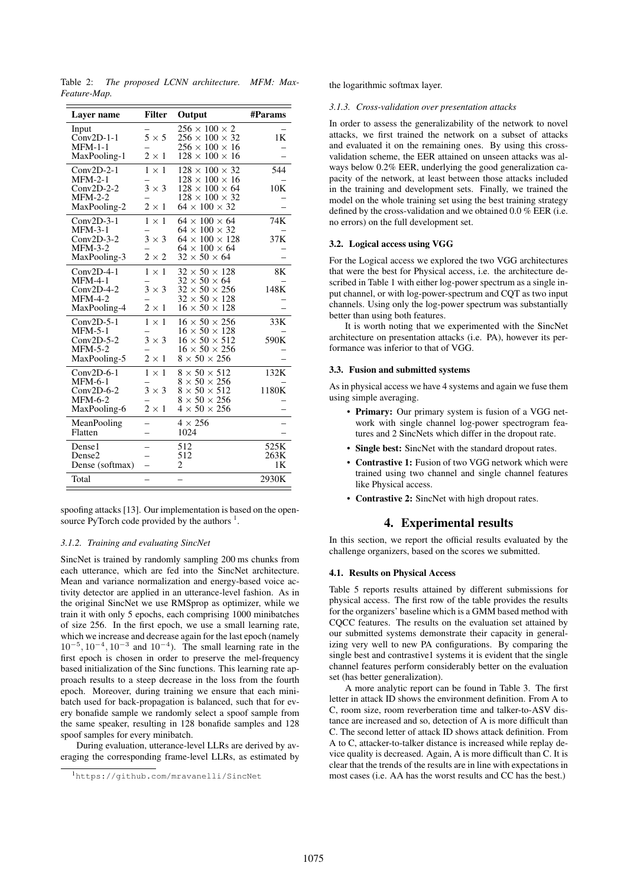Table 2: *The proposed LCNN architecture. MFM: Max-Feature-Map.*

| Layer name | Filter | Output | #Params |
|---|---|---|---|
| Input | – | $256 \times 100 \times 2$ | – |
| Conv2D-1-1 | $5 \times 5$ | $256 \times 100 \times 32$ | 1K |
| MFM-1-1 | – | $256 \times 100 \times 16$ | – |
| MaxPooling-1 | $2 \times 1$ | $128 \times 100 \times 16$ | – |
| Conv2D-2-1 | $1 \times 1$ | $128 \times 100 \times 32$ | 544 |
| MFM-2-1 | – | $128 \times 100 \times 16$ | – |
| Conv2D-2-2 | $3 \times 3$ | $128 \times 100 \times 64$ | 10K |
| MFM-2-2 | – | $128 \times 100 \times 32$ | – |
| MaxPooling-2 | $2 \times 1$ | $64 \times 100 \times 32$ | – |
| Conv2D-3-1 | $1 \times 1$ | $64 \times 100 \times 64$ | 74K |
| MFM-3-1 | – | $64 \times 100 \times 32$ | – |
| Conv2D-3-2 | $3 \times 3$ | $64 \times 100 \times 128$ | 37K |
| MFM-3-2 | – | $64 \times 100 \times 64$ | – |
| MaxPooling-3 | $2 \times 2$ | $32 \times 50 \times 64$ | – |
| Conv2D-4-1 | $1 \times 1$ | $32 \times 50 \times 128$ | 8K |
| MFM-4-1 | – | $32 \times 50 \times 64$ | – |
| Conv2D-4-2 | $3 \times 3$ | $32 \times 50 \times 256$ | 148K |
| MFM-4-2 | – | $32 \times 50 \times 128$ | – |
| MaxPooling-4 | $2 \times 1$ | $16 \times 50 \times 128$ | – |
| Conv2D-5-1 | $1 \times 1$ | $16 \times 50 \times 256$ | 33K |
| MFM-5-1 | – | $16 \times 50 \times 128$ | – |
| Conv2D-5-2 | $3 \times 3$ | $16 \times 50 \times 512$ | 590K |
| MFM-5-2 | – | $16 \times 50 \times 256$ | – |
| MaxPooling-5 | $2 \times 1$ | $8 \times 50 \times 256$ | – |
| Conv2D-6-1 | $1 \times 1$ | $8 \times 50 \times 512$ | 132K |
| MFM-6-1 | – | $8 \times 50 \times 256$ | – |
| Conv2D-6-2 | $3 \times 3$ | $8 \times 50 \times 512$ | 1180K |
| MFM-6-2 | – | $8 \times 50 \times 256$ | – |
| MaxPooling-6 | $2 \times 1$ | $4 \times 50 \times 256$ | – |
| MeanPooling | – | $4 \times 256$ | – |
| Flatten | – | 1024 | – |
| Dense1 | – | 512 | 525K |
| Dense2 | – | 512 | 263K |
| Dense (softmax) | – | 2 | 1K |
| Total | – | – | 2930K |

spoofing attacks [13]. Our implementation is based on the open-source PyTorch code provided by the authors [1].

#### 3.1.2. Training and evaluating SincNet

SincNet is trained by randomly sampling 200 ms chunks from each utterance, which are fed into the SincNet architecture. Mean and variance normalization and energy-based voice activity detector are applied in an utterance-level fashion. As in the original SincNet we use RMSprop as optimizer, while we train it with only 5 epochs, each comprising 1000 minibatches of size 256. In the first epoch, we use a small learning rate, which we increase and decrease again for the last epoch (namely $10^{-5}, 10^{-4}, 10^{-3}$ and $10^{-4}$). The small learning rate in the first epoch is chosen in order to preserve the mel-frequency based initialization of the Sinc functions. This learning rate approach results to a steep decrease in the loss from the fourth epoch. Moreover, during training we ensure that each minibatch used for back-propagation is balanced, such that for every bonafide sample we randomly select a spoof sample from the same speaker, resulting in 128 bonafide samples and 128 spoof samples for every minibatch.

During evaluation, utterance-level LLRs are derived by averaging the corresponding frame-level LLRs, as estimated by the logarithmic softmax layer.

[1] https://github.com/mravanelli/SincNet

#### 3.1.3. Cross-validation over presentation attacks

In order to assess the generalizability of the network to novel attacks, we first trained the network on a subset of attacks and evaluated it on the remaining ones. By using this cross-validation scheme, the EER attained on unseen attacks was always below 0.2% EER, underlying the good generalization capacity of the network, at least between those attacks included in the training and development sets. Finally, we trained the model on the whole training set using the best training strategy defined by the cross-validation and we obtained 0.0 % EER (i.e. no errors) on the full development set.

### 3.2. Logical access using VGG

For the Logical access we explored the two VGG architectures that were the best for Physical access, i.e. the architecture described in Table 1 with either log-power spectrum as a single input channel, or with log-power-spectrum and CQT as two input channels. Using only the log-power spectrum was substantially better than using both features.

It is worth noting that we experimented with the SincNet architecture on presentation attacks (i.e. PA), however its performance was inferior to that of VGG.

### 3.3. Fusion and submitted systems

As in physical access we have 4 systems and again we fuse them using simple averaging.

- **Primary:** Our primary system is fusion of a VGG network with single channel log-power spectrogram features and 2 SincNets which differ in the dropout rate.
- **Single best:** SincNet with the standard dropout rates.
- **Contrastive 1:** Fusion of two VGG network which were trained using two channel and single channel features like Physical access.
- **Contrastive 2:** SincNet with high dropout rates.

## 4. Experimental results

In this section, we report the official results evaluated by the challenge organizers, based on the scores we submitted.

### 4.1. Results on Physical Access

Table 5 reports results attained by different submissions for physical access. The first row of the table provides the results for the organizers' baseline which is a GMM based method with CQCC features. The results on the evaluation set attained by our submitted systems demonstrate their capacity in generalizing very well to new PA configurations. By comparing the single best and contrastive1 systems it is evident that the single channel features perform considerably better on the evaluation set (has better generalization).

A more analytic report can be found in Table 3. The first letter in attack ID shows the environment definition. From A to C, room size, room reverberation time and talker-to-ASV distance are increased and so, detection of A is more difficult than C. The second letter of attack ID shows attack definition. From A to C, attacker-to-talker distance is increased while replay device quality is decreased. Again, A is more difficult than C. It is clear that the trends of the results are in line with expectations in most cases (i.e. AA has the worst results and CC has the best.)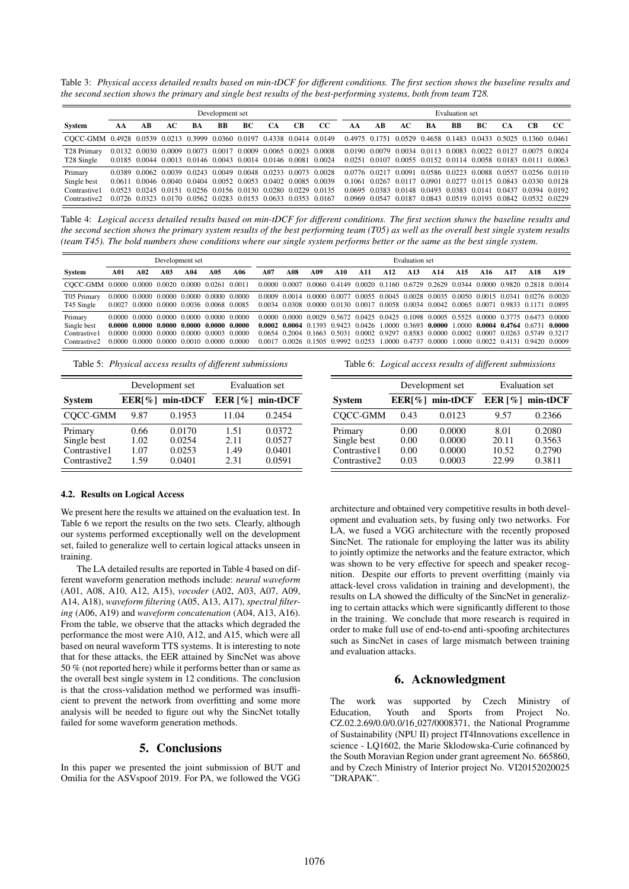Table 3: *Physical access detailed results based on min-tDCF for different conditions. The first section shows the baseline results and the second section shows the primary and single best results of the best-performing systems, both from team T28.*

| | Development set | | | | | | | | | Evaluation set | | | | | | | | |
|---|---|---|---|---|---|---|---|---|---|---|---|---|---|---|---|---|---|---|
| **System** | **AA** | **AB** | **AC** | **BA** | **BB** | **BC** | **CA** | **CB** | **CC** | **AA** | **AB** | **AC** | **BA** | **BB** | **BC** | **CA** | **CB** | **CC** |
| CQCC-GMM | 0.4928 | 0.0539 | 0.0213 | 0.3999 | 0.0360 | 0.0197 | 0.4338 | 0.0414 | 0.0149 | 0.4975 | 0.1751 | 0.0529 | 0.4658 | 0.1483 | 0.0433 | 0.5025 | 0.1360 | 0.0461 |
| T28 Primary | 0.0132 | 0.0030 | 0.0009 | 0.0073 | 0.0017 | 0.0009 | 0.0065 | 0.0023 | 0.0008 | 0.0190 | 0.0079 | 0.0034 | 0.0113 | 0.0083 | 0.0022 | 0.0127 | 0.0075 | 0.0024 |
| T28 Single | 0.0185 | 0.0044 | 0.0013 | 0.0146 | 0.0043 | 0.0014 | 0.0146 | 0.0081 | 0.0024 | 0.0251 | 0.0107 | 0.0055 | 0.0152 | 0.0114 | 0.0058 | 0.0183 | 0.0111 | 0.0063 |
| Primary | 0.0389 | 0.0062 | 0.0039 | 0.0243 | 0.0049 | 0.0048 | 0.0233 | 0.0073 | 0.0028 | 0.0776 | 0.0217 | 0.0091 | 0.0586 | 0.0223 | 0.0088 | 0.0557 | 0.0256 | 0.0110 |
| Single best | 0.0611 | 0.0046 | 0.0040 | 0.0404 | 0.0052 | 0.0053 | 0.0402 | 0.0085 | 0.0039 | 0.1061 | 0.0267 | 0.0117 | 0.0901 | 0.0277 | 0.0115 | 0.0843 | 0.0330 | 0.0128 |
| Contrastive1 | 0.0523 | 0.0245 | 0.0151 | 0.0256 | 0.0156 | 0.0130 | 0.0280 | 0.0229 | 0.0135 | 0.0695 | 0.0383 | 0.0148 | 0.0493 | 0.0383 | 0.0141 | 0.0437 | 0.0394 | 0.0192 |
| Contrastive2 | 0.0726 | 0.0323 | 0.0170 | 0.0562 | 0.0283 | 0.0153 | 0.0633 | 0.0353 | 0.0167 | 0.0969 | 0.0547 | 0.0187 | 0.0843 | 0.0519 | 0.0193 | 0.0842 | 0.0532 | 0.0229 |

Table 4: *Logical access detailed results based on min-tDCF for different conditions. The first section shows the baseline results and the second section shows the primary system results of the best performing team (T05) as well as the overall best single system results (team T45). The bold numbers show conditions where our single system performs better or the same as the best single system.*

| | Development set | | | | | | Evaluation set | | | | | | | | | | | | |
|---|---|---|---|---|---|---|---|---|---|---|---|---|---|---|---|---|---|---|---|
| **System** | **A01** | **A02** | **A03** | **A04** | **A05** | **A06** | **A07** | **A08** | **A09** | **A10** | **A11** | **A12** | **A13** | **A14** | **A15** | **A16** | **A17** | **A18** | **A19** |
| CQCC-GMM | 0.0000 | 0.0000 | 0.0020 | 0.0000 | 0.0261 | 0.0011 | 0.0000 | 0.0007 | 0.0060 | 0.4149 | 0.0020 | 0.1160 | 0.6729 | 0.2629 | 0.0344 | 0.0000 | 0.9820 | 0.2818 | 0.0014 |
| T05 Primary | 0.0000 | 0.0000 | 0.0000 | 0.0000 | 0.0000 | 0.0000 | 0.0009 | 0.0014 | 0.0000 | 0.0077 | 0.0055 | 0.0045 | 0.0028 | 0.0035 | 0.0050 | 0.0015 | 0.0341 | 0.0276 | 0.0020 |
| T45 Single | 0.0027 | 0.0000 | 0.0000 | 0.0036 | 0.0068 | 0.0085 | 0.0034 | 0.0308 | 0.0000 | 0.0130 | 0.0017 | 0.0058 | 0.0034 | 0.0042 | 0.0065 | 0.0071 | 0.9833 | 0.1171 | 0.0895 |
| Primary | 0.0000 | 0.0000 | 0.0000 | 0.0000 | 0.0000 | 0.0000 | 0.0000 | 0.0000 | 0.0029 | 0.5672 | 0.0425 | 0.0425 | 0.1098 | 0.0005 | 0.5525 | 0.0000 | 0.3775 | 0.6473 | 0.0000 |
| Single best | **0.0000** | **0.0000** | **0.0000** | **0.0000** | **0.0000** | **0.0000** | **0.0002** | **0.0004** | 0.1393 | 0.9423 | 0.0426 | 1.0000 | 0.3693 | **0.0000** | 1.0000 | **0.0004** | **0.4764** | 0.6731 | **0.0000** |
| Contrastive1 | 0.0000 | 0.0000 | 0.0000 | 0.0000 | 0.0003 | 0.0000 | 0.0654 | 0.2004 | 0.1663 | 0.5031 | 0.0002 | 0.9297 | 0.8583 | 0.0000 | 0.0002 | 0.0007 | 0.0263 | 0.5749 | 0.3217 |
| Contrastive2 | 0.0000 | 0.0000 | 0.0000 | 0.0010 | 0.0000 | 0.0000 | 0.0017 | 0.0026 | 0.1505 | 0.9992 | 0.0253 | 1.0000 | 0.4737 | 0.0000 | 1.0000 | 0.0022 | 0.4131 | 0.9420 | 0.0009 |

Table 5: *Physical access results of different submissions*

| | Development set | | Evaluation set | |
|---|---|---|---|---|
| **System** | **EER[%]** | **min-tDCF** | **EER [%]** | **min-tDCF** |
| CQCC-GMM | 9.87 | 0.1953 | 11.04 | 0.2454 |
| Primary | 0.66 | 0.0170 | 1.51 | 0.0372 |
| Single best | 1.02 | 0.0254 | 2.11 | 0.0527 |
| Contrastive1 | 1.07 | 0.0253 | 1.49 | 0.0401 |
| Contrastive2 | 1.59 | 0.0401 | 2.31 | 0.0591 |

Table 6: *Logical access results of different submissions*

| | Development set | | Evaluation set | |
|---|---|---|---|---|
| **System** | **EER[%]** | **min-tDCF** | **EER [%]** | **min-tDCF** |
| CQCC-GMM | 0.43 | 0.0123 | 9.57 | 0.2366 |
| Primary | 0.00 | 0.0000 | 8.01 | 0.2080 |
| Single best | 0.00 | 0.0000 | 20.11 | 0.3563 |
| Contrastive1 | 0.00 | 0.0000 | 10.52 | 0.2790 |
| Contrastive2 | 0.03 | 0.0003 | 22.99 | 0.3811 |

### 4.2. Results on Logical Access

We present here the results we attained on the evaluation test. In Table 6 we report the results on the two sets. Clearly, although our systems performed exceptionally well on the development set, failed to generalize well to certain logical attacks unseen in training.

The LA detailed results are reported in Table 4 based on different waveform generation methods include: *neural waveform* (A01, A08, A10, A12, A15), *vocoder* (A02, A03, A07, A09, A14, A18), *waveform filtering* (A05, A13, A17), *spectral filtering* (A06, A19) and *waveform concatenation* (A04, A13, A16). From the table, we observe that the attacks which degraded the performance the most were A10, A12, and A15, which were all based on neural waveform TTS systems. It is interesting to note that for these attacks, the EER attained by SincNet was above 50 % (not reported here) while it performs better than or same as the overall best single system in 12 conditions. The conclusion is that the cross-validation method we performed was insufficient to prevent the network from overfitting and some more analysis will be needed to figure out why the SincNet totally failed for some waveform generation methods.

## 5. Conclusions

In this paper we presented the joint submission of BUT and Omilia for the ASVspoof 2019. For PA, we followed the VGG architecture and obtained very competitive results in both development and evaluation sets, by fusing only two networks. For LA, we fused a VGG architecture with the recently proposed SincNet. The rationale for employing the latter was its ability to jointly optimize the networks and the feature extractor, which was shown to be very effective for speech and speaker recognition. Despite our efforts to prevent overfitting (mainly via attack-level cross validation in training and development), the results on LA showed the difficulty of the SincNet in generalizing to certain attacks which were significantly different to those in the training. We conclude that more research is required in order to make full use of end-to-end anti-spoofing architectures such as SincNet in cases of large mismatch between training and evaluation attacks.

## 6. Acknowledgment

The work was supported by Czech Ministry of Education, Youth and Sports from Project No. CZ.02.2.69/0.0/0.0/16_027/0008371, the National Programme of Sustainability (NPU II) project IT4Innovations excellence in science - LQ1602, the Marie Sklodowska-Curie cofinanced by the South Moravian Region under grant agreement No. 665860, and by Czech Ministry of Interior project No. VI20152020025 "DRAPAK".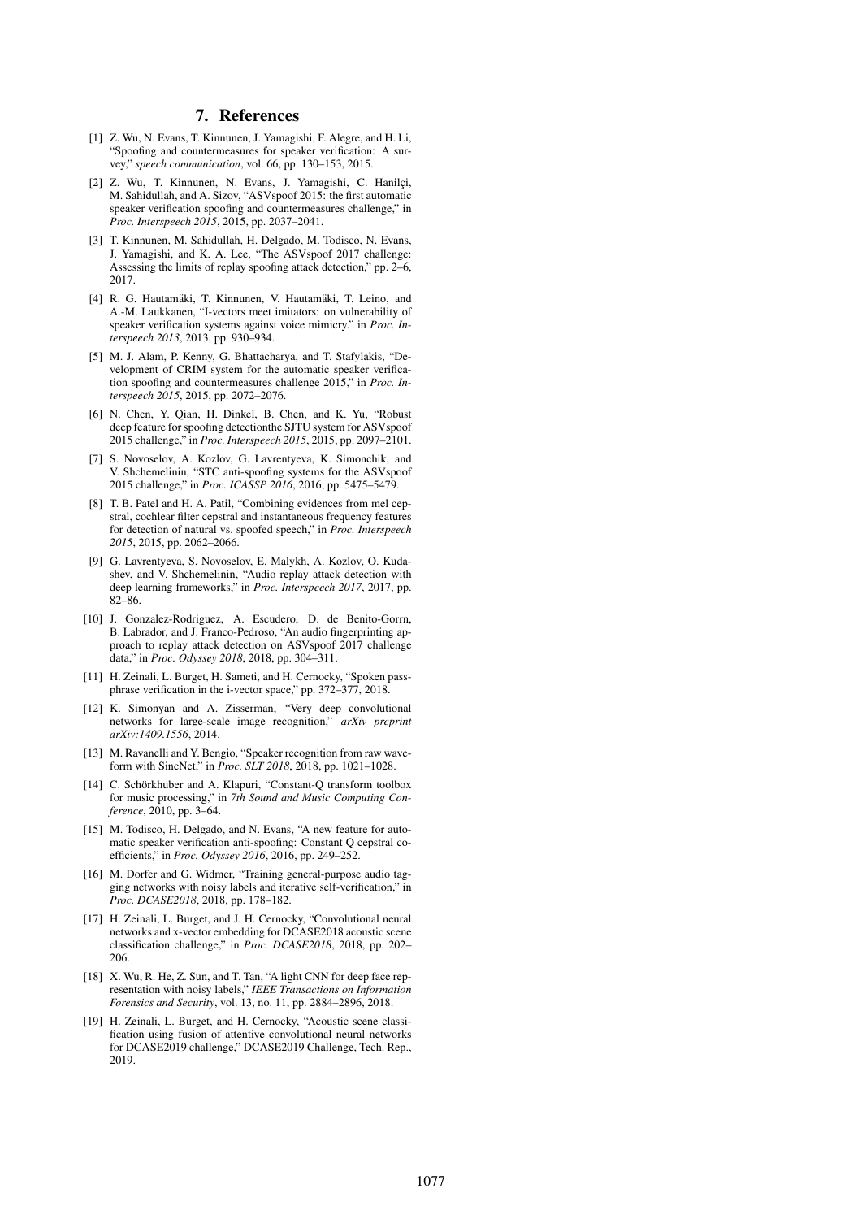## 7. References

[1] Z. Wu, N. Evans, T. Kinnunen, J. Yamagishi, F. Alegre, and H. Li, "Spoofing and countermeasures for speaker verification: A survey," *speech communication*, vol. 66, pp. 130–153, 2015.

[2] Z. Wu, T. Kinnunen, N. Evans, J. Yamagishi, C. Hanilçi, M. Sahidullah, and A. Sizov, "ASVspoof 2015: the first automatic speaker verification spoofing and countermeasures challenge," in *Proc. Interspeech 2015*, 2015, pp. 2037–2041.

[3] T. Kinnunen, M. Sahidullah, H. Delgado, M. Todisco, N. Evans, J. Yamagishi, and K. A. Lee, "The ASVspoof 2017 challenge: Assessing the limits of replay spoofing attack detection," pp. 2–6, 2017.

[4] R. G. Hautamäki, T. Kinnunen, V. Hautamäki, T. Leino, and A.-M. Laukkanen, "I-vectors meet imitators: on vulnerability of speaker verification systems against voice mimicry." in *Proc. Interspeech 2013*, 2013, pp. 930–934.

[5] M. J. Alam, P. Kenny, G. Bhattacharya, and T. Stafylakis, "Development of CRIM system for the automatic speaker verification spoofing and countermeasures challenge 2015," in *Proc. Interspeech 2015*, 2015, pp. 2072–2076.

[6] N. Chen, Y. Qian, H. Dinkel, B. Chen, and K. Yu, "Robust deep feature for spoofing detectionthe SJTU system for ASVspoof 2015 challenge," in *Proc. Interspeech 2015*, 2015, pp. 2097–2101.

[7] S. Novoselov, A. Kozlov, G. Lavrentyeva, K. Simonchik, and V. Shchemelinin, "STC anti-spoofing systems for the ASVspoof 2015 challenge," in *Proc. ICASSP 2016*, 2016, pp. 5475–5479.

[8] T. B. Patel and H. A. Patil, "Combining evidences from mel cepstral, cochlear filter cepstral and instantaneous frequency features for detection of natural vs. spoofed speech," in *Proc. Interspeech 2015*, 2015, pp. 2062–2066.

[9] G. Lavrentyeva, S. Novoselov, E. Malykh, A. Kozlov, O. Kudashev, and V. Shchemelinin, "Audio replay attack detection with deep learning frameworks," in *Proc. Interspeech 2017*, 2017, pp. 82–86.

[10] J. Gonzalez-Rodriguez, A. Escudero, D. de Benito-Gorrn, B. Labrador, and J. Franco-Pedroso, "An audio fingerprinting approach to replay attack detection on ASVspoof 2017 challenge data," in *Proc. Odyssey 2018*, 2018, pp. 304–311.

[11] H. Zeinali, L. Burget, H. Sameti, and H. Cernocky, "Spoken passphrase verification in the i-vector space," pp. 372–377, 2018.

[12] K. Simonyan and A. Zisserman, "Very deep convolutional networks for large-scale image recognition," *arXiv preprint arXiv:1409.1556*, 2014.

[13] M. Ravanelli and Y. Bengio, "Speaker recognition from raw waveform with SincNet," in *Proc. SLT 2018*, 2018, pp. 1021–1028.

[14] C. Schörkhuber and A. Klapuri, "Constant-Q transform toolbox for music processing," in *7th Sound and Music Computing Conference*, 2010, pp. 3–64.

[15] M. Todisco, H. Delgado, and N. Evans, "A new feature for automatic speaker verification anti-spoofing: Constant Q cepstral coefficients," in *Proc. Odyssey 2016*, 2016, pp. 249–252.

[16] M. Dorfer and G. Widmer, "Training general-purpose audio tagging networks with noisy labels and iterative self-verification," in *Proc. DCASE2018*, 2018, pp. 178–182.

[17] H. Zeinali, L. Burget, and J. H. Cernocky, "Convolutional neural networks and x-vector embedding for DCASE2018 acoustic scene classification challenge," in *Proc. DCASE2018*, 2018, pp. 202–206.

[18] X. Wu, R. He, Z. Sun, and T. Tan, "A light CNN for deep face representation with noisy labels," *IEEE Transactions on Information Forensics and Security*, vol. 13, no. 11, pp. 2884–2896, 2018.

[19] H. Zeinali, L. Burget, and H. Cernocky, "Acoustic scene classification using fusion of attentive convolutional neural networks for DCASE2019 challenge," DCASE2019 Challenge, Tech. Rep., 2019.